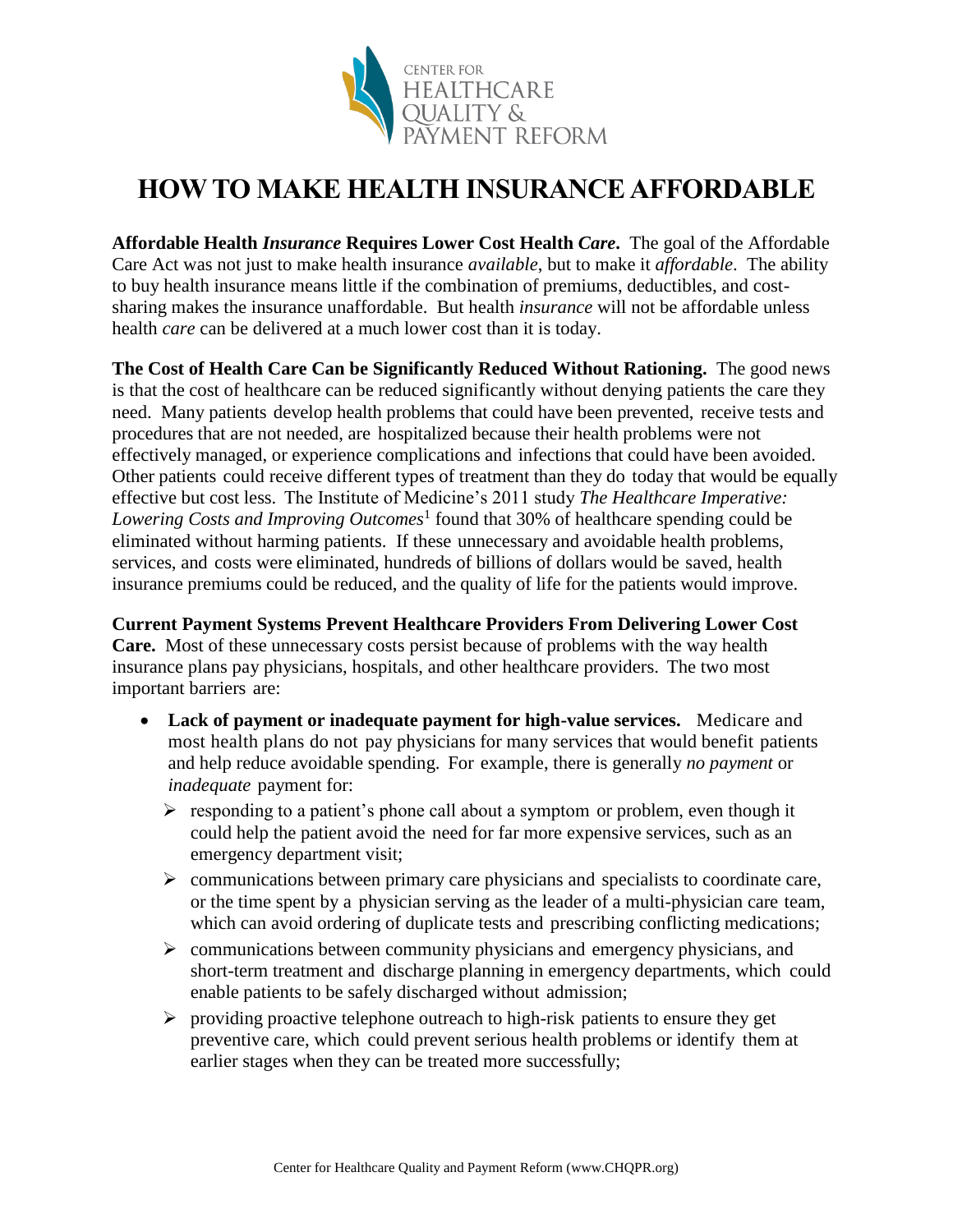CENTER FOR HEALTHCARE QUALITY & PAYMENT REFORM

# HOW TO MAKE HEALTH INSURANCE AFFORDABLE

**Affordable Health *Insurance* Requires Lower Cost Health *Care*.** The goal of the Affordable Care Act was not just to make health insurance *available*, but to make it *affordable*. The ability to buy health insurance means little if the combination of premiums, deductibles, and cost-sharing makes the insurance unaffordable. But health *insurance* will not be affordable unless health *care* can be delivered at a much lower cost than it is today.

**The Cost of Health Care Can be Significantly Reduced Without Rationing.** The good news is that the cost of healthcare can be reduced significantly without denying patients the care they need. Many patients develop health problems that could have been prevented, receive tests and procedures that are not needed, are hospitalized because their health problems were not effectively managed, or experience complications and infections that could have been avoided. Other patients could receive different types of treatment than they do today that would be equally effective but cost less. The Institute of Medicine's 2011 study *The Healthcare Imperative: Lowering Costs and Improving Outcomes*[1] found that 30% of healthcare spending could be eliminated without harming patients. If these unnecessary and avoidable health problems, services, and costs were eliminated, hundreds of billions of dollars would be saved, health insurance premiums could be reduced, and the quality of life for the patients would improve.

**Current Payment Systems Prevent Healthcare Providers From Delivering Lower Cost Care.** Most of these unnecessary costs persist because of problems with the way health insurance plans pay physicians, hospitals, and other healthcare providers. The two most important barriers are:

- **Lack of payment or inadequate payment for high-value services.** Medicare and most health plans do not pay physicians for many services that would benefit patients and help reduce avoidable spending. For example, there is generally *no payment* or *inadequate* payment for:
  - responding to a patient's phone call about a symptom or problem, even though it could help the patient avoid the need for far more expensive services, such as an emergency department visit;
  - communications between primary care physicians and specialists to coordinate care, or the time spent by a physician serving as the leader of a multi-physician care team, which can avoid ordering of duplicate tests and prescribing conflicting medications;
  - communications between community physicians and emergency physicians, and short-term treatment and discharge planning in emergency departments, which could enable patients to be safely discharged without admission;
  - providing proactive telephone outreach to high-risk patients to ensure they get preventive care, which could prevent serious health problems or identify them at earlier stages when they can be treated more successfully;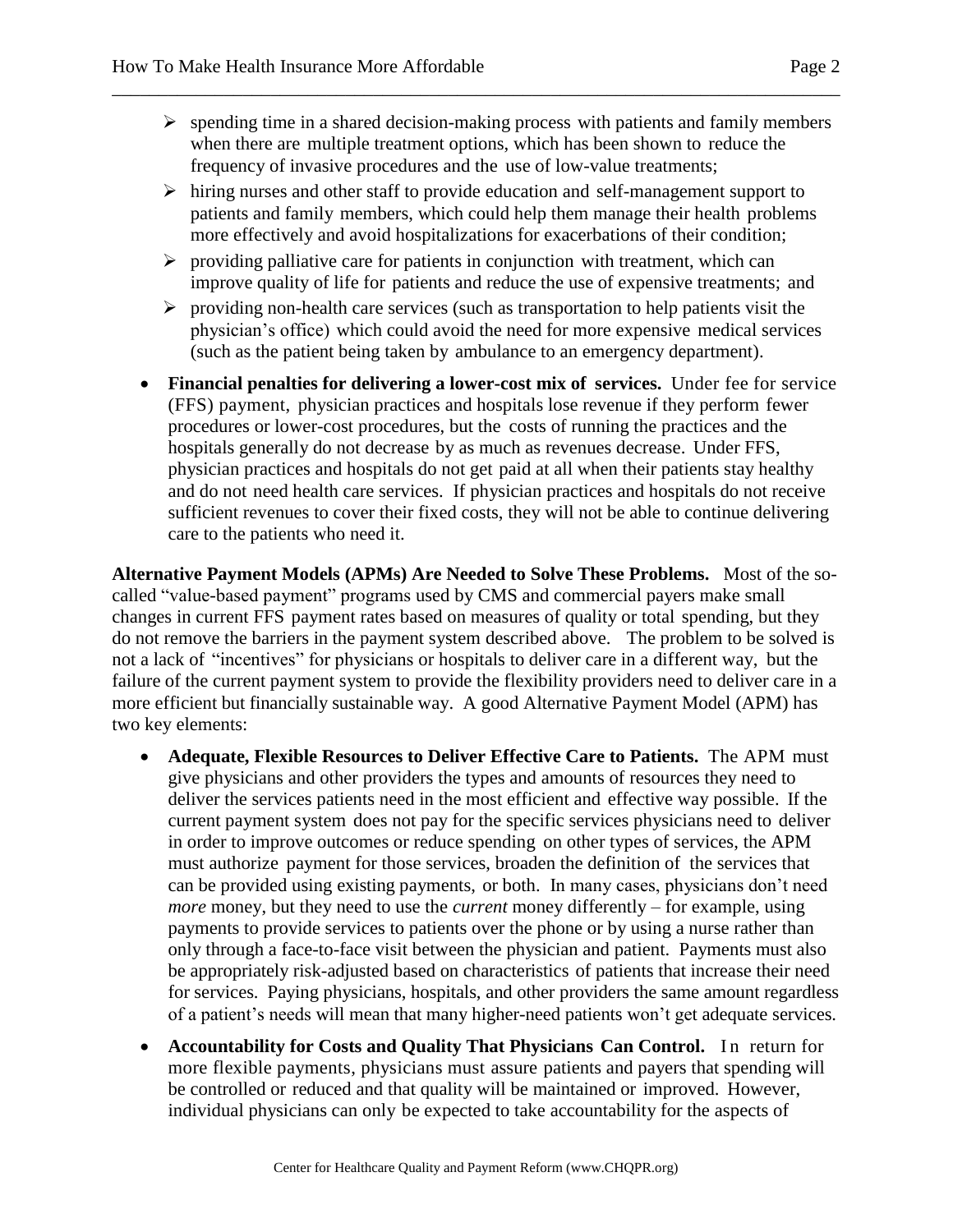- spending time in a shared decision-making process with patients and family members when there are multiple treatment options, which has been shown to reduce the frequency of invasive procedures and the use of low-value treatments;
- hiring nurses and other staff to provide education and self-management support to patients and family members, which could help them manage their health problems more effectively and avoid hospitalizations for exacerbations of their condition;
- providing palliative care for patients in conjunction with treatment, which can improve quality of life for patients and reduce the use of expensive treatments; and
- providing non-health care services (such as transportation to help patients visit the physician's office) which could avoid the need for more expensive medical services (such as the patient being taken by ambulance to an emergency department).

- **Financial penalties for delivering a lower-cost mix of services.** Under fee for service (FFS) payment, physician practices and hospitals lose revenue if they perform fewer procedures or lower-cost procedures, but the costs of running the practices and the hospitals generally do not decrease by as much as revenues decrease. Under FFS, physician practices and hospitals do not get paid at all when their patients stay healthy and do not need health care services. If physician practices and hospitals do not receive sufficient revenues to cover their fixed costs, they will not be able to continue delivering care to the patients who need it.

**Alternative Payment Models (APMs) Are Needed to Solve These Problems.** Most of the so-called "value-based payment" programs used by CMS and commercial payers make small changes in current FFS payment rates based on measures of quality or total spending, but they do not remove the barriers in the payment system described above. The problem to be solved is not a lack of "incentives" for physicians or hospitals to deliver care in a different way, but the failure of the current payment system to provide the flexibility providers need to deliver care in a more efficient but financially sustainable way. A good Alternative Payment Model (APM) has two key elements:

- **Adequate, Flexible Resources to Deliver Effective Care to Patients.** The APM must give physicians and other providers the types and amounts of resources they need to deliver the services patients need in the most efficient and effective way possible. If the current payment system does not pay for the specific services physicians need to deliver in order to improve outcomes or reduce spending on other types of services, the APM must authorize payment for those services, broaden the definition of the services that can be provided using existing payments, or both. In many cases, physicians don't need *more* money, but they need to use the *current* money differently – for example, using payments to provide services to patients over the phone or by using a nurse rather than only through a face-to-face visit between the physician and patient. Payments must also be appropriately risk-adjusted based on characteristics of patients that increase their need for services. Paying physicians, hospitals, and other providers the same amount regardless of a patient's needs will mean that many higher-need patients won't get adequate services.
- **Accountability for Costs and Quality That Physicians Can Control.** In return for more flexible payments, physicians must assure patients and payers that spending will be controlled or reduced and that quality will be maintained or improved. However, individual physicians can only be expected to take accountability for the aspects of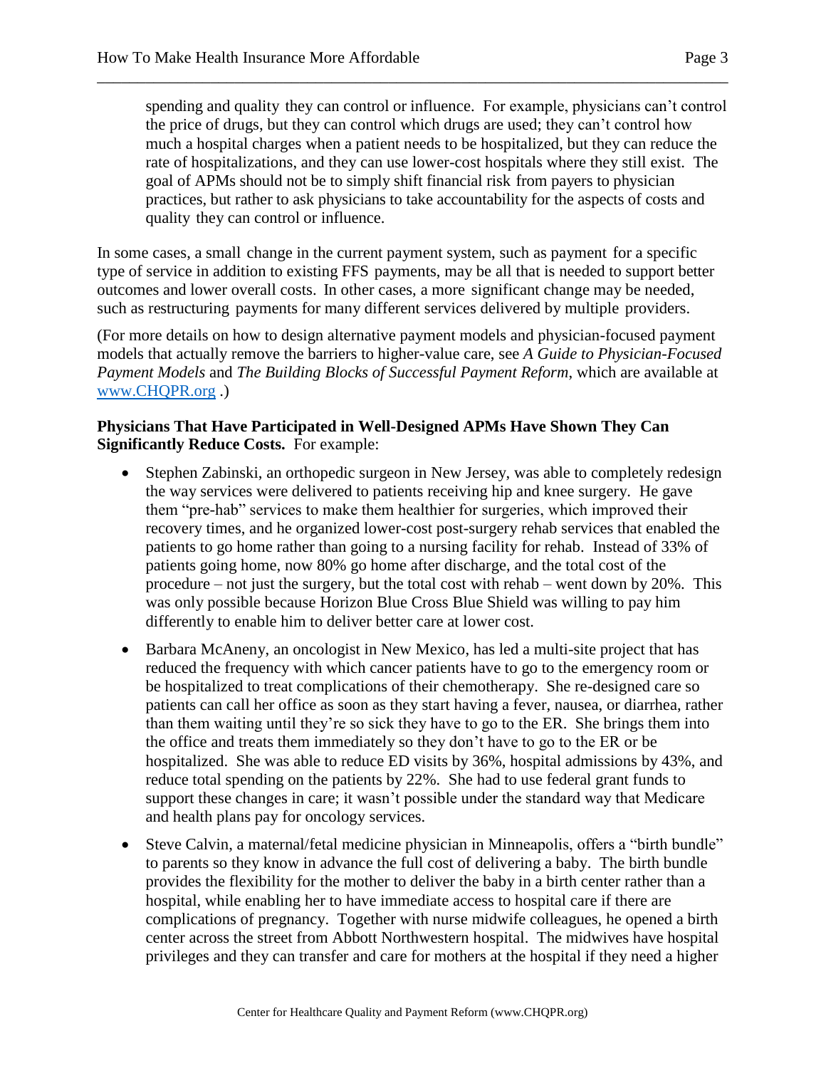spending and quality they can control or influence. For example, physicians can't control the price of drugs, but they can control which drugs are used; they can't control how much a hospital charges when a patient needs to be hospitalized, but they can reduce the rate of hospitalizations, and they can use lower-cost hospitals where they still exist. The goal of APMs should not be to simply shift financial risk from payers to physician practices, but rather to ask physicians to take accountability for the aspects of costs and quality they can control or influence.

In some cases, a small change in the current payment system, such as payment for a specific type of service in addition to existing FFS payments, may be all that is needed to support better outcomes and lower overall costs. In other cases, a more significant change may be needed, such as restructuring payments for many different services delivered by multiple providers.

(For more details on how to design alternative payment models and physician-focused payment models that actually remove the barriers to higher-value care, see *A Guide to Physician-Focused Payment Models* and *The Building Blocks of Successful Payment Reform*, which are available at [www.CHQPR.org](http://www.CHQPR.org) .)

**Physicians That Have Participated in Well-Designed APMs Have Shown They Can Significantly Reduce Costs.** For example:

- Stephen Zabinski, an orthopedic surgeon in New Jersey, was able to completely redesign the way services were delivered to patients receiving hip and knee surgery. He gave them "pre-hab" services to make them healthier for surgeries, which improved their recovery times, and he organized lower-cost post-surgery rehab services that enabled the patients to go home rather than going to a nursing facility for rehab. Instead of 33% of patients going home, now 80% go home after discharge, and the total cost of the procedure – not just the surgery, but the total cost with rehab – went down by 20%. This was only possible because Horizon Blue Cross Blue Shield was willing to pay him differently to enable him to deliver better care at lower cost.
- Barbara McAneny, an oncologist in New Mexico, has led a multi-site project that has reduced the frequency with which cancer patients have to go to the emergency room or be hospitalized to treat complications of their chemotherapy. She re-designed care so patients can call her office as soon as they start having a fever, nausea, or diarrhea, rather than them waiting until they're so sick they have to go to the ER. She brings them into the office and treats them immediately so they don't have to go to the ER or be hospitalized. She was able to reduce ED visits by 36%, hospital admissions by 43%, and reduce total spending on the patients by 22%. She had to use federal grant funds to support these changes in care; it wasn't possible under the standard way that Medicare and health plans pay for oncology services.
- Steve Calvin, a maternal/fetal medicine physician in Minneapolis, offers a "birth bundle" to parents so they know in advance the full cost of delivering a baby. The birth bundle provides the flexibility for the mother to deliver the baby in a birth center rather than a hospital, while enabling her to have immediate access to hospital care if there are complications of pregnancy. Together with nurse midwife colleagues, he opened a birth center across the street from Abbott Northwestern hospital. The midwives have hospital privileges and they can transfer and care for mothers at the hospital if they need a higher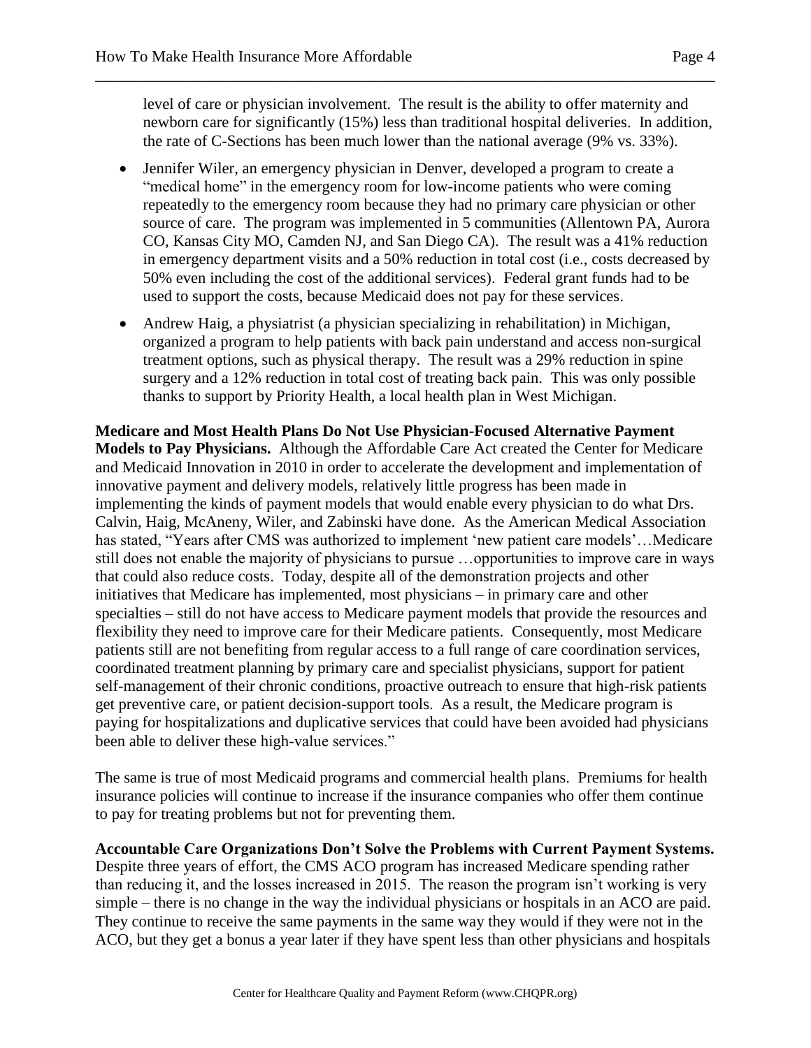level of care or physician involvement. The result is the ability to offer maternity and newborn care for significantly (15%) less than traditional hospital deliveries. In addition, the rate of C-Sections has been much lower than the national average (9% vs. 33%).

- Jennifer Wiler, an emergency physician in Denver, developed a program to create a "medical home" in the emergency room for low-income patients who were coming repeatedly to the emergency room because they had no primary care physician or other source of care. The program was implemented in 5 communities (Allentown PA, Aurora CO, Kansas City MO, Camden NJ, and San Diego CA). The result was a 41% reduction in emergency department visits and a 50% reduction in total cost (i.e., costs decreased by 50% even including the cost of the additional services). Federal grant funds had to be used to support the costs, because Medicaid does not pay for these services.
- Andrew Haig, a physiatrist (a physician specializing in rehabilitation) in Michigan, organized a program to help patients with back pain understand and access non-surgical treatment options, such as physical therapy. The result was a 29% reduction in spine surgery and a 12% reduction in total cost of treating back pain. This was only possible thanks to support by Priority Health, a local health plan in West Michigan.

**Medicare and Most Health Plans Do Not Use Physician-Focused Alternative Payment Models to Pay Physicians.** Although the Affordable Care Act created the Center for Medicare and Medicaid Innovation in 2010 in order to accelerate the development and implementation of innovative payment and delivery models, relatively little progress has been made in implementing the kinds of payment models that would enable every physician to do what Drs. Calvin, Haig, McAneny, Wiler, and Zabinski have done. As the American Medical Association has stated, "Years after CMS was authorized to implement 'new patient care models'…Medicare still does not enable the majority of physicians to pursue …opportunities to improve care in ways that could also reduce costs. Today, despite all of the demonstration projects and other initiatives that Medicare has implemented, most physicians – in primary care and other specialties – still do not have access to Medicare payment models that provide the resources and flexibility they need to improve care for their Medicare patients. Consequently, most Medicare patients still are not benefiting from regular access to a full range of care coordination services, coordinated treatment planning by primary care and specialist physicians, support for patient self-management of their chronic conditions, proactive outreach to ensure that high-risk patients get preventive care, or patient decision-support tools. As a result, the Medicare program is paying for hospitalizations and duplicative services that could have been avoided had physicians been able to deliver these high-value services."

The same is true of most Medicaid programs and commercial health plans. Premiums for health insurance policies will continue to increase if the insurance companies who offer them continue to pay for treating problems but not for preventing them.

**Accountable Care Organizations Don't Solve the Problems with Current Payment Systems.** Despite three years of effort, the CMS ACO program has increased Medicare spending rather than reducing it, and the losses increased in 2015. The reason the program isn't working is very simple – there is no change in the way the individual physicians or hospitals in an ACO are paid. They continue to receive the same payments in the same way they would if they were not in the ACO, but they get a bonus a year later if they have spent less than other physicians and hospitals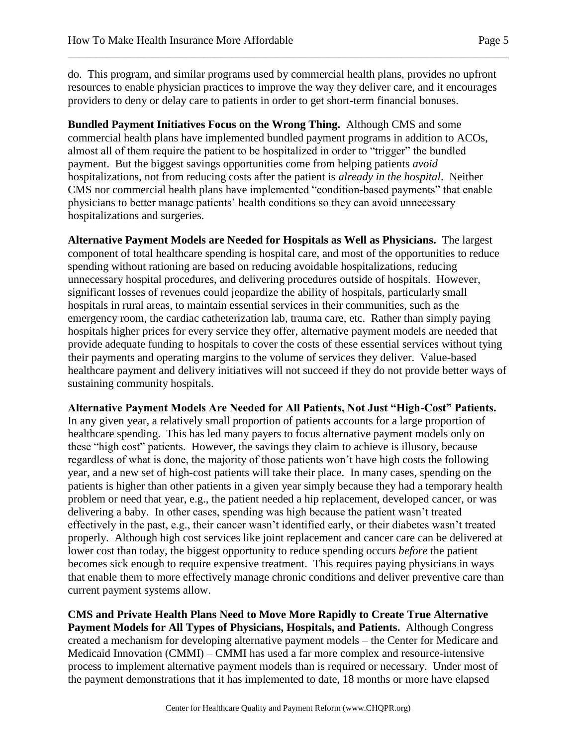do. This program, and similar programs used by commercial health plans, provides no upfront resources to enable physician practices to improve the way they deliver care, and it encourages providers to deny or delay care to patients in order to get short-term financial bonuses.

**Bundled Payment Initiatives Focus on the Wrong Thing.** Although CMS and some commercial health plans have implemented bundled payment programs in addition to ACOs, almost all of them require the patient to be hospitalized in order to "trigger" the bundled payment. But the biggest savings opportunities come from helping patients *avoid* hospitalizations, not from reducing costs after the patient is *already in the hospital*. Neither CMS nor commercial health plans have implemented "condition-based payments" that enable physicians to better manage patients' health conditions so they can avoid unnecessary hospitalizations and surgeries.

**Alternative Payment Models are Needed for Hospitals as Well as Physicians.** The largest component of total healthcare spending is hospital care, and most of the opportunities to reduce spending without rationing are based on reducing avoidable hospitalizations, reducing unnecessary hospital procedures, and delivering procedures outside of hospitals. However, significant losses of revenues could jeopardize the ability of hospitals, particularly small hospitals in rural areas, to maintain essential services in their communities, such as the emergency room, the cardiac catheterization lab, trauma care, etc. Rather than simply paying hospitals higher prices for every service they offer, alternative payment models are needed that provide adequate funding to hospitals to cover the costs of these essential services without tying their payments and operating margins to the volume of services they deliver. Value-based healthcare payment and delivery initiatives will not succeed if they do not provide better ways of sustaining community hospitals.

**Alternative Payment Models Are Needed for All Patients, Not Just "High-Cost" Patients.** In any given year, a relatively small proportion of patients accounts for a large proportion of healthcare spending. This has led many payers to focus alternative payment models only on these "high cost" patients. However, the savings they claim to achieve is illusory, because regardless of what is done, the majority of those patients won't have high costs the following year, and a new set of high-cost patients will take their place. In many cases, spending on the patients is higher than other patients in a given year simply because they had a temporary health problem or need that year, e.g., the patient needed a hip replacement, developed cancer, or was delivering a baby. In other cases, spending was high because the patient wasn't treated effectively in the past, e.g., their cancer wasn't identified early, or their diabetes wasn't treated properly. Although high cost services like joint replacement and cancer care can be delivered at lower cost than today, the biggest opportunity to reduce spending occurs *before* the patient becomes sick enough to require expensive treatment. This requires paying physicians in ways that enable them to more effectively manage chronic conditions and deliver preventive care than current payment systems allow.

**CMS and Private Health Plans Need to Move More Rapidly to Create True Alternative Payment Models for All Types of Physicians, Hospitals, and Patients.** Although Congress created a mechanism for developing alternative payment models – the Center for Medicare and Medicaid Innovation (CMMI) – CMMI has used a far more complex and resource-intensive process to implement alternative payment models than is required or necessary. Under most of the payment demonstrations that it has implemented to date, 18 months or more have elapsed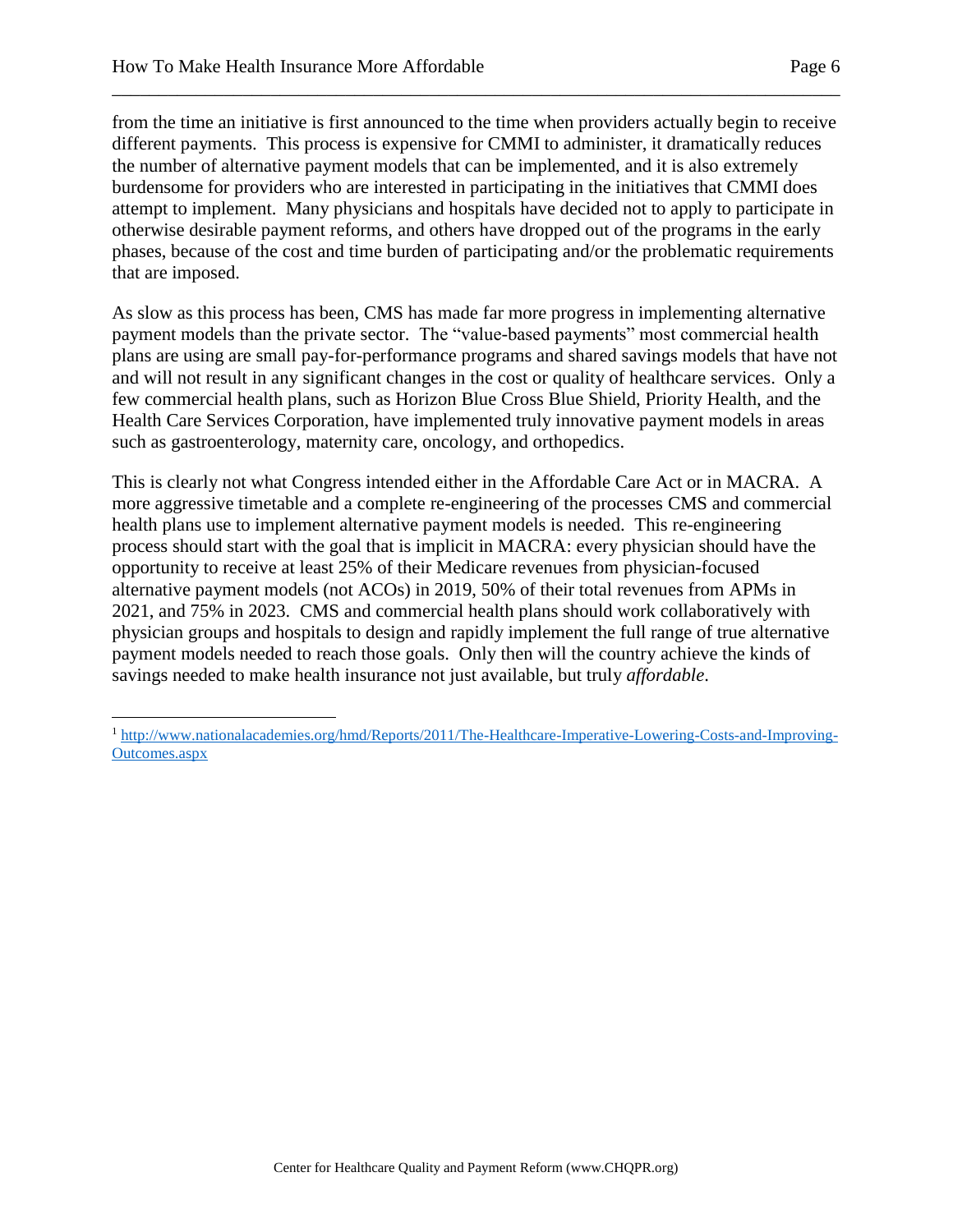from the time an initiative is first announced to the time when providers actually begin to receive different payments. This process is expensive for CMMI to administer, it dramatically reduces the number of alternative payment models that can be implemented, and it is also extremely burdensome for providers who are interested in participating in the initiatives that CMMI does attempt to implement. Many physicians and hospitals have decided not to apply to participate in otherwise desirable payment reforms, and others have dropped out of the programs in the early phases, because of the cost and time burden of participating and/or the problematic requirements that are imposed.

As slow as this process has been, CMS has made far more progress in implementing alternative payment models than the private sector. The "value-based payments" most commercial health plans are using are small pay-for-performance programs and shared savings models that have not and will not result in any significant changes in the cost or quality of healthcare services. Only a few commercial health plans, such as Horizon Blue Cross Blue Shield, Priority Health, and the Health Care Services Corporation, have implemented truly innovative payment models in areas such as gastroenterology, maternity care, oncology, and orthopedics.

This is clearly not what Congress intended either in the Affordable Care Act or in MACRA. A more aggressive timetable and a complete re-engineering of the processes CMS and commercial health plans use to implement alternative payment models is needed. This re-engineering process should start with the goal that is implicit in MACRA: every physician should have the opportunity to receive at least 25% of their Medicare revenues from physician-focused alternative payment models (not ACOs) in 2019, 50% of their total revenues from APMs in 2021, and 75% in 2023. CMS and commercial health plans should work collaboratively with physician groups and hospitals to design and rapidly implement the full range of true alternative payment models needed to reach those goals. Only then will the country achieve the kinds of savings needed to make health insurance not just available, but truly *affordable*.

---

[1] http://www.nationalacademies.org/hmd/Reports/2011/The-Healthcare-Imperative-Lowering-Costs-and-Improving-Outcomes.aspx